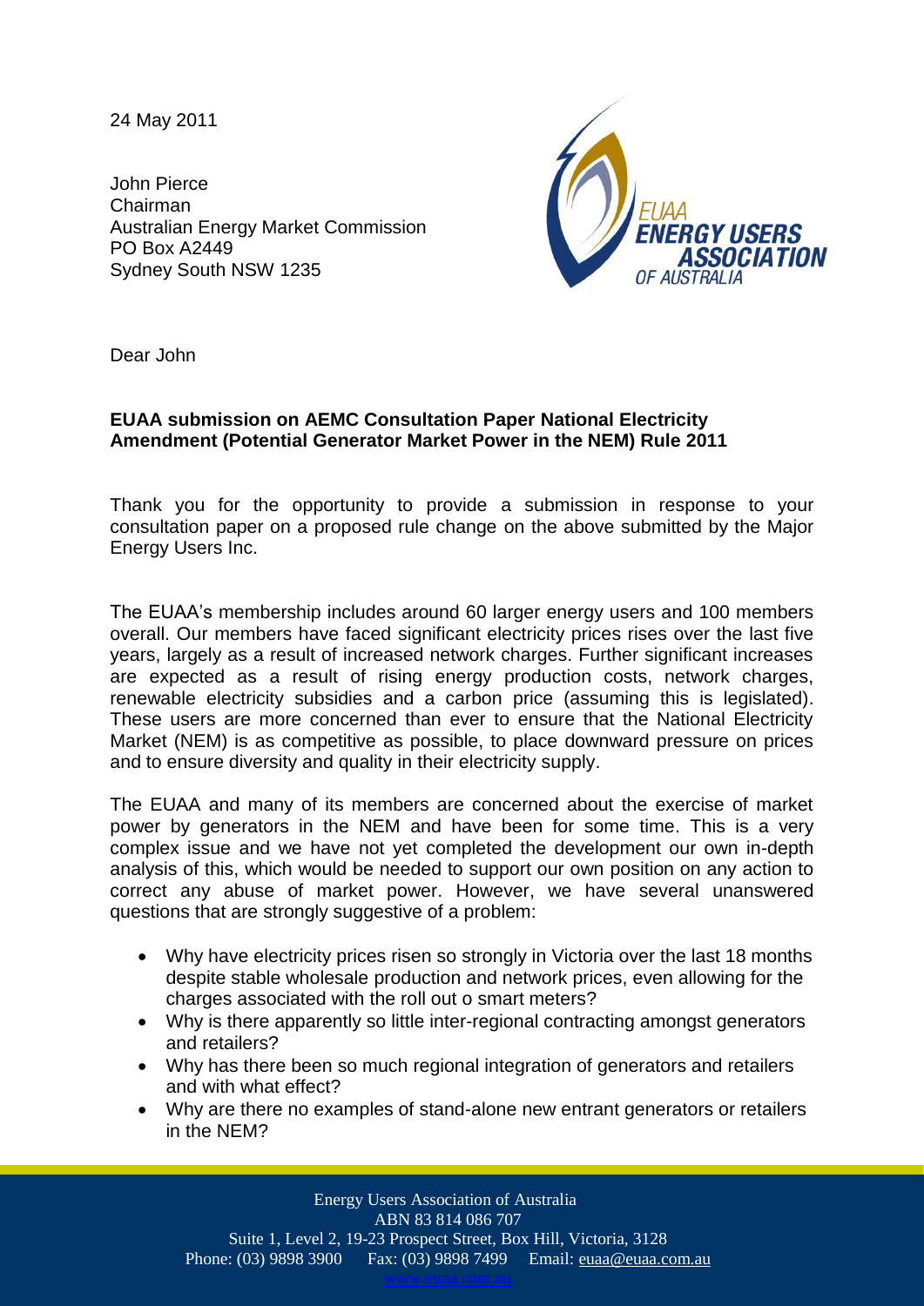24 May 2011

John Pierce
Chairman
Australian Energy Market Commission
PO Box A2449
Sydney South NSW 1235

Dear John

**EUAA submission on AEMC Consultation Paper National Electricity Amendment (Potential Generator Market Power in the NEM) Rule 2011**

Thank you for the opportunity to provide a submission in response to your consultation paper on a proposed rule change on the above submitted by the Major Energy Users Inc.

The EUAA's membership includes around 60 larger energy users and 100 members overall. Our members have faced significant electricity prices rises over the last five years, largely as a result of increased network charges. Further significant increases are expected as a result of rising energy production costs, network charges, renewable electricity subsidies and a carbon price (assuming this is legislated). These users are more concerned than ever to ensure that the National Electricity Market (NEM) is as competitive as possible, to place downward pressure on prices and to ensure diversity and quality in their electricity supply.

The EUAA and many of its members are concerned about the exercise of market power by generators in the NEM and have been for some time. This is a very complex issue and we have not yet completed the development our own in-depth analysis of this, which would be needed to support our own position on any action to correct any abuse of market power. However, we have several unanswered questions that are strongly suggestive of a problem:

- Why have electricity prices risen so strongly in Victoria over the last 18 months despite stable wholesale production and network prices, even allowing for the charges associated with the roll out o smart meters?
- Why is there apparently so little inter-regional contracting amongst generators and retailers?
- Why has there been so much regional integration of generators and retailers and with what effect?
- Why are there no examples of stand-alone new entrant generators or retailers in the NEM?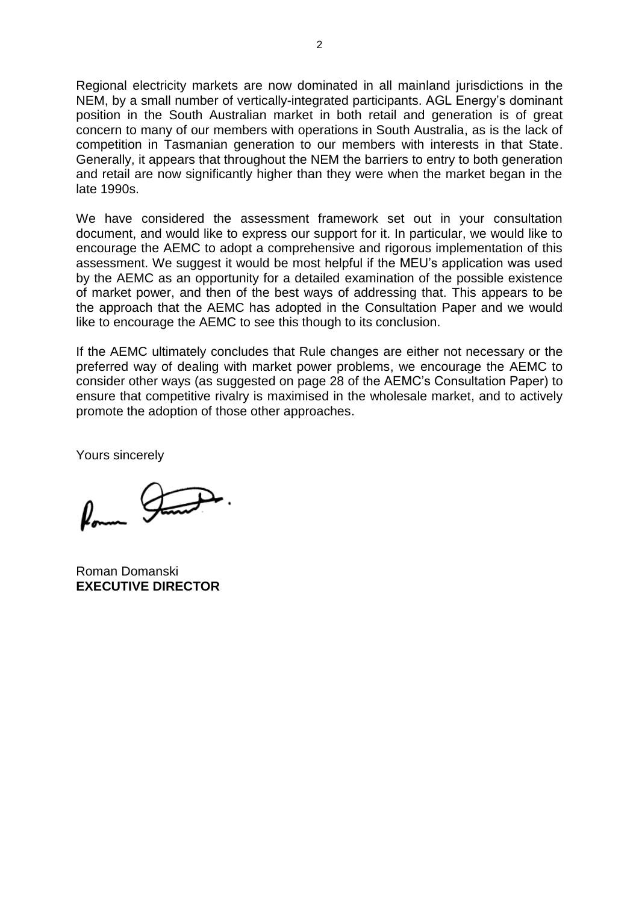Regional electricity markets are now dominated in all mainland jurisdictions in the NEM, by a small number of vertically-integrated participants. AGL Energy's dominant position in the South Australian market in both retail and generation is of great concern to many of our members with operations in South Australia, as is the lack of competition in Tasmanian generation to our members with interests in that State. Generally, it appears that throughout the NEM the barriers to entry to both generation and retail are now significantly higher than they were when the market began in the late 1990s.

We have considered the assessment framework set out in your consultation document, and would like to express our support for it. In particular, we would like to encourage the AEMC to adopt a comprehensive and rigorous implementation of this assessment. We suggest it would be most helpful if the MEU's application was used by the AEMC as an opportunity for a detailed examination of the possible existence of market power, and then of the best ways of addressing that. This appears to be the approach that the AEMC has adopted in the Consultation Paper and we would like to encourage the AEMC to see this though to its conclusion.

If the AEMC ultimately concludes that Rule changes are either not necessary or the preferred way of dealing with market power problems, we encourage the AEMC to consider other ways (as suggested on page 28 of the AEMC's Consultation Paper) to ensure that competitive rivalry is maximised in the wholesale market, and to actively promote the adoption of those other approaches.

Yours sincerely

Roman Domanski
**EXECUTIVE DIRECTOR**